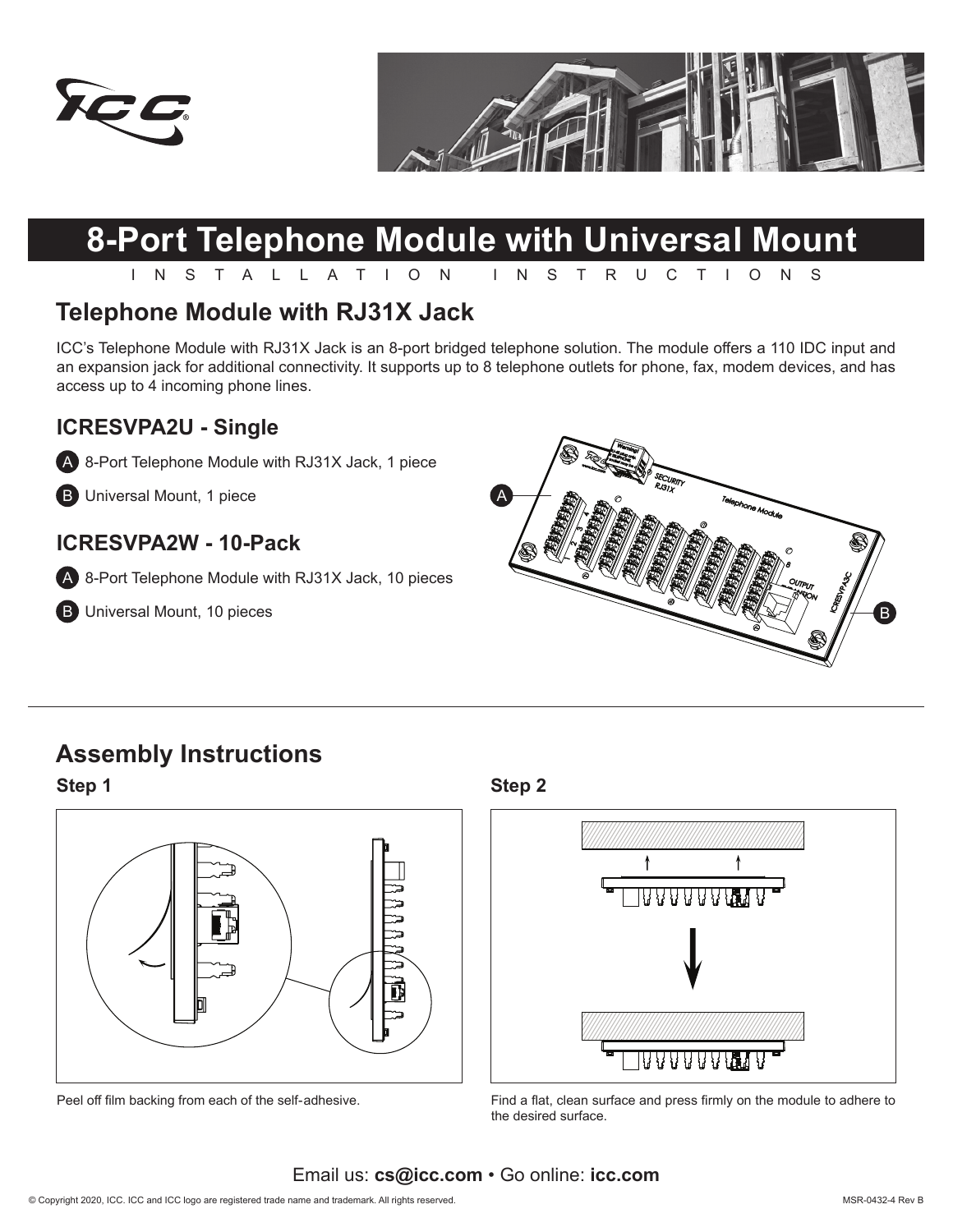# 8-Port Telephone Module with Universal Mount

INSTALLATION INSTRUCTIONS

## Telephone Module with RJ31X Jack

ICC's Telephone Module with RJ31X Jack is an 8-port bridged telephone solution. The module offers a 110 IDC input and an expansion jack for additional connectivity. It supports up to 8 telephone outlets for phone, fax, modem devices, and has access up to 4 incoming phone lines.

### ICRESVPA2U - Single

- A 8-Port Telephone Module with RJ31X Jack, 1 piece
- B Universal Mount, 1 piece

### ICRESVPA2W - 10-Pack

- A 8-Port Telephone Module with RJ31X Jack, 10 pieces
- B Universal Mount, 10 pieces

## Assembly Instructions

### Step 1

Peel off film backing from each of the self-adhesive.

### Step 2

Find a flat, clean surface and press firmly on the module to adhere to the desired surface.

Email us: **cs@icc.com** • Go online: **icc.com**

© Copyright 2020, ICC. ICC and ICC logo are registered trade name and trademark. All rights reserved.

MSR-0432-4 Rev B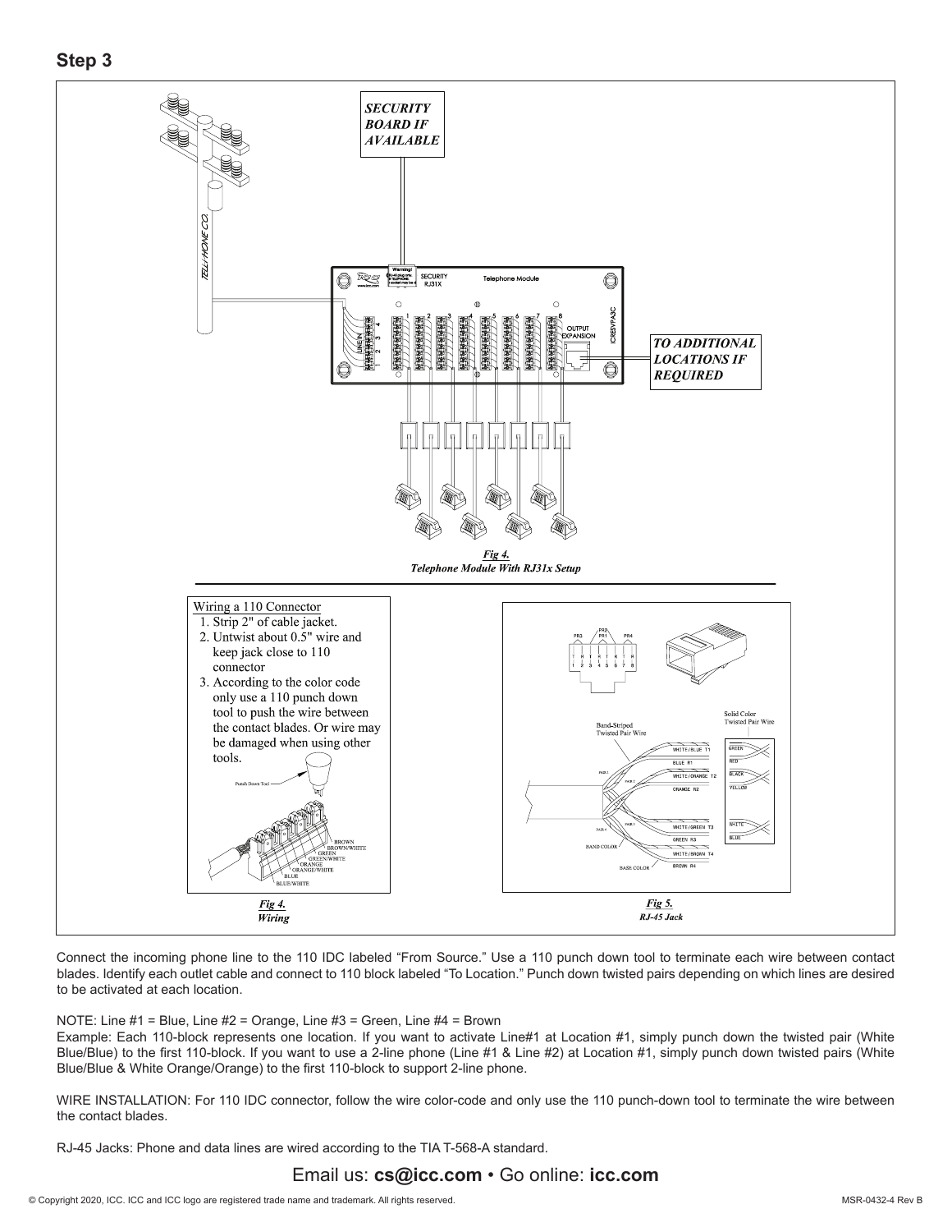## Step 3

SECURITY BOARD IF AVAILABLE

TELEPHONE CO.

Warning!

SECURITY RJ31X

Telephone Module

LINE IN

1 2 3 4

1 2 3 4 5 6 7 8

OUTPUT EXPANSION

ICRESVPA3C

TO ADDITIONAL LOCATIONS IF REQUIRED

*Fig 4.*
*Telephone Module With RJ31x Setup*

Wiring a 110 Connector

1. Strip 2" of cable jacket.
2. Untwist about 0.5" wire and keep jack close to 110 connector
3. According to the color code only use a 110 punch down tool to push the wire between the contact blades. Or wire may be damaged when using other tools.

Punch Down Tool

BROWN
BROWN/WHITE
GREEN
GREEN/WHITE
ORANGE
ORANGE/WHITE
BLUE
BLUE/WHITE

*Fig 4.*
*Wiring*

PR3 PR2 PR1 PR4

T R T R T R T R
1 2 3 4 5 6 7 8

Band-Striped Twisted Pair Wire

Solid Color Twisted Pair Wire

WHITE/BLUE T1
BLUE R1
WHITE/ORANGE T2
ORANGE R2
WHITE/GREEN T3
GREEN R3
WHITE/BROWN T4
BROWN R4

PAIR 1
PAIR 2
PAIR 3
PAIR 4

BAND COLOR
BASE COLOR

GREEN
RED
BLACK
YELLOW
WHITE
BLUE

*Fig 5.*
*RJ-45 Jack*

Connect the incoming phone line to the 110 IDC labeled "From Source." Use a 110 punch down tool to terminate each wire between contact blades. Identify each outlet cable and connect to 110 block labeled "To Location." Punch down twisted pairs depending on which lines are desired to be activated at each location.

NOTE: Line #1 = Blue, Line #2 = Orange, Line #3 = Green, Line #4 = Brown

Example: Each 110-block represents one location. If you want to activate Line#1 at Location #1, simply punch down the twisted pair (White Blue/Blue) to the first 110-block. If you want to use a 2-line phone (Line #1 & Line #2) at Location #1, simply punch down twisted pairs (White Blue/Blue & White Orange/Orange) to the first 110-block to support 2-line phone.

WIRE INSTALLATION: For 110 IDC connector, follow the wire color-code and only use the 110 punch-down tool to terminate the wire between the contact blades.

RJ-45 Jacks: Phone and data lines are wired according to the TIA T-568-A standard.

Email us: **cs@icc.com** • Go online: **icc.com**

© Copyright 2020, ICC. ICC and ICC logo are registered trade name and trademark. All rights reserved.

MSR-0432-4 Rev B